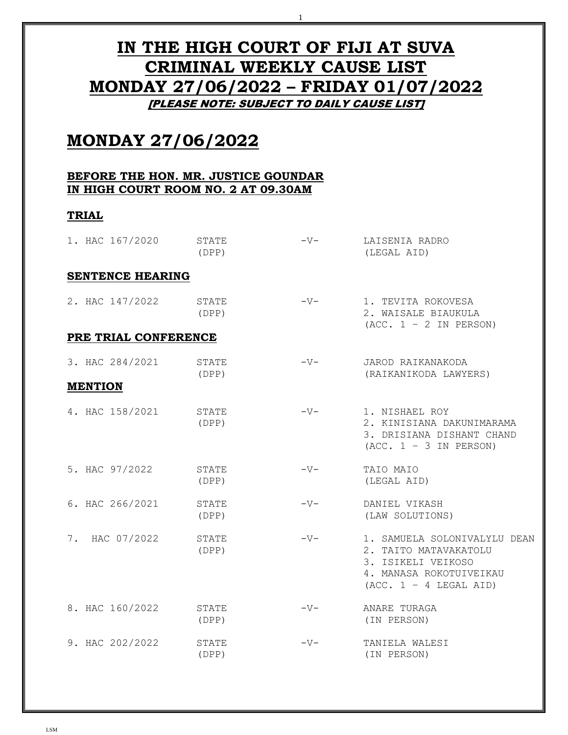# IN THE HIGH COURT OF FIJI AT SUVA
# CRIMINAL WEEKLY CAUSE LIST
# MONDAY 27/06/2022 – FRIDAY 01/07/2022

***[PLEASE NOTE: SUBJECT TO DAILY CAUSE LIST]***

## MONDAY 27/06/2022

### BEFORE THE HON. MR. JUSTICE GOUNDAR
### IN HIGH COURT ROOM NO. 2 AT 09.30AM

**TRIAL**

| | | | |
|---|---|---|---|
| 1. HAC 167/2020 | STATE (DPP) | -V- | LAISENIA RADRO (LEGAL AID) |

**SENTENCE HEARING**

| | | | |
|---|---|---|---|
| 2. HAC 147/2022 | STATE (DPP) | -V- | 1. TEVITA ROKOVESA<br>2. WAISALE BIAUKULA<br>(ACC. 1 – 2 IN PERSON) |

**PRE TRIAL CONFERENCE**

| | | | |
|---|---|---|---|
| 3. HAC 284/2021 | STATE (DPP) | -V- | JAROD RAIKANAKODA (RAIKANIKODA LAWYERS) |

**MENTION**

| | | | |
|---|---|---|---|
| 4. HAC 158/2021 | STATE (DPP) | -V- | 1. NISHAEL ROY<br>2. KINISIANA DAKUNIMARAMA<br>3. DRISIANA DISHANT CHAND<br>(ACC. 1 – 3 IN PERSON) |
| 5. HAC 97/2022 | STATE (DPP) | -V- | TAIO MAIO (LEGAL AID) |
| 6. HAC 266/2021 | STATE (DPP) | -V- | DANIEL VIKASH (LAW SOLUTIONS) |
| 7. HAC 07/2022 | STATE (DPP) | -V- | 1. SAMUELA SOLONIVALYLU DEAN<br>2. TAITO MATAVAKATOLU<br>3. ISIKELI VEIKOSO<br>4. MANASA ROKOTUIVEIKAU<br>(ACC. 1 – 4 LEGAL AID) |
| 8. HAC 160/2022 | STATE (DPP) | -V- | ANARE TURAGA (IN PERSON) |
| 9. HAC 202/2022 | STATE (DPP) | -V- | TANIELA WALESI (IN PERSON) |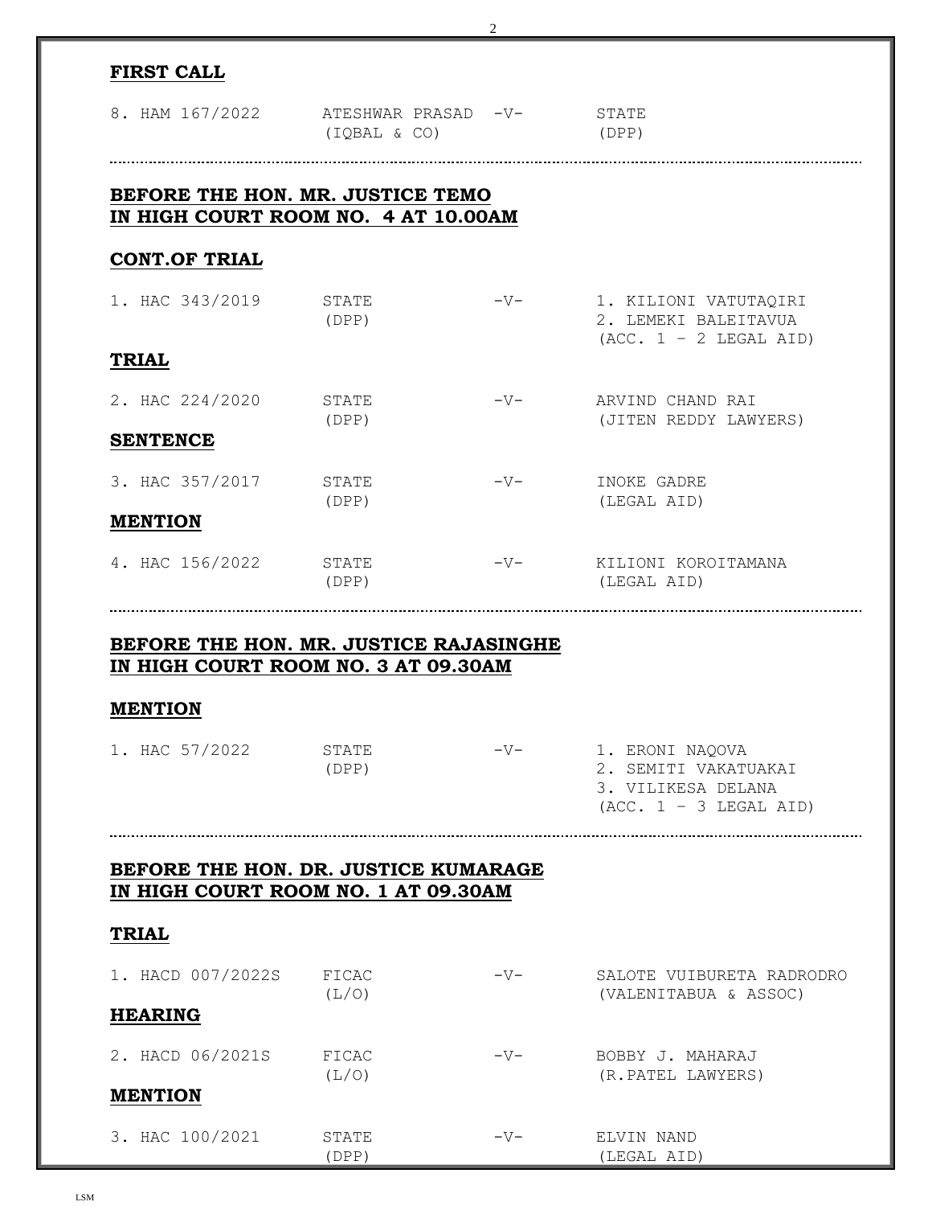**FIRST CALL**

| | | | |
|---|---|---|---|
| 8. HAM 167/2022 | ATESHWAR PRASAD (IQBAL & CO) | -V- | STATE (DPP) |

---

## BEFORE THE HON. MR. JUSTICE TEMO IN HIGH COURT ROOM NO. 4 AT 10.00AM

**CONT.OF TRIAL**

| | | | |
|---|---|---|---|
| 1. HAC 343/2019 | STATE (DPP) | -V- | 1. KILIONI VATUTAQIRI 2. LEMEKI BALEITAVUA (ACC. 1 – 2 LEGAL AID) |

**TRIAL**

| | | | |
|---|---|---|---|
| 2. HAC 224/2020 | STATE (DPP) | -V- | ARVIND CHAND RAI (JITEN REDDY LAWYERS) |

**SENTENCE**

| | | | |
|---|---|---|---|
| 3. HAC 357/2017 | STATE (DPP) | -V- | INOKE GADRE (LEGAL AID) |

**MENTION**

| | | | |
|---|---|---|---|
| 4. HAC 156/2022 | STATE (DPP) | -V- | KILIONI KOROITAMANA (LEGAL AID) |

---

## BEFORE THE HON. MR. JUSTICE RAJASINGHE IN HIGH COURT ROOM NO. 3 AT 09.30AM

**MENTION**

| | | | |
|---|---|---|---|
| 1. HAC 57/2022 | STATE (DPP) | -V- | 1. ERONI NAQOVA 2. SEMITI VAKATUAKAI 3. VILIKESA DELANA (ACC. 1 – 3 LEGAL AID) |

---

## BEFORE THE HON. DR. JUSTICE KUMARAGE IN HIGH COURT ROOM NO. 1 AT 09.30AM

**TRIAL**

| | | | |
|---|---|---|---|
| 1. HACD 007/2022S | FICAC (L/O) | -V- | SALOTE VUIBURETA RADRODRO (VALENITABUA & ASSOC) |

**HEARING**

| | | | |
|---|---|---|---|
| 2. HACD 06/2021S | FICAC (L/O) | -V- | BOBBY J. MAHARAJ (R.PATEL LAWYERS) |

**MENTION**

| | | | |
|---|---|---|---|
| 3. HAC 100/2021 | STATE (DPP) | -V- | ELVIN NAND (LEGAL AID) |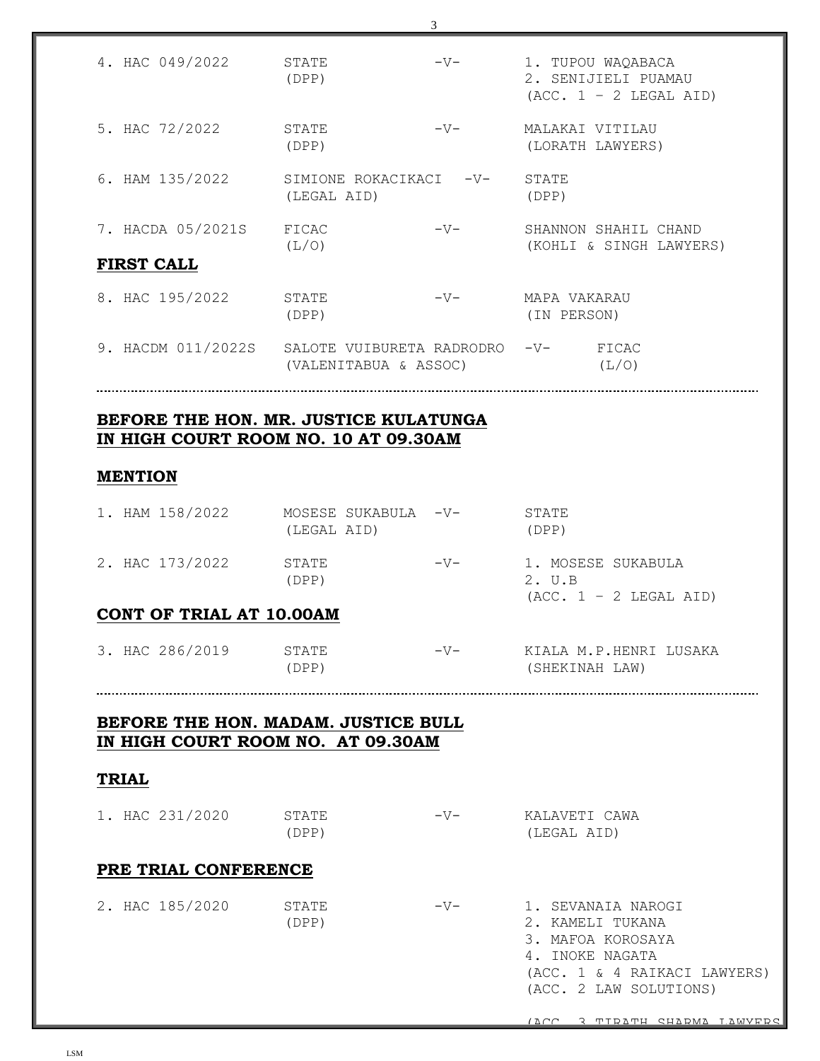| | | | |
|---|---|---|---|
| 4. HAC 049/2022 | STATE (DPP) | -V- | 1. TUPOU WAQABACA<br>2. SENIJIELI PUAMAU<br>(ACC. 1 – 2 LEGAL AID) |
| 5. HAC 72/2022 | STATE (DPP) | -V- | MALAKAI VITILAU (LORATH LAWYERS) |
| 6. HAM 135/2022 | SIMIONE ROKACIKACI (LEGAL AID) | -V- | STATE (DPP) |
| 7. HACDA 05/2021S | FICAC (L/O) | -V- | SHANNON SHAHIL CHAND (KOHLI & SINGH LAWYERS) |

**FIRST CALL**

| | | | |
|---|---|---|---|
| 8. HAC 195/2022 | STATE (DPP) | -V- | MAPA VAKARAU (IN PERSON) |
| 9. HACDM 011/2022S | SALOTE VUIBURETA RADRODRO (VALENITABUA & ASSOC) | -V- | FICAC (L/O) |

---

## BEFORE THE HON. MR. JUSTICE KULATUNGA
## IN HIGH COURT ROOM NO. 10 AT 09.30AM

**MENTION**

| | | | |
|---|---|---|---|
| 1. HAM 158/2022 | MOSESE SUKABULA (LEGAL AID) | -V- | STATE (DPP) |
| 2. HAC 173/2022 | STATE (DPP) | -V- | 1. MOSESE SUKABULA<br>2. U.B<br>(ACC. 1 – 2 LEGAL AID) |

**CONT OF TRIAL AT 10.00AM**

| | | | |
|---|---|---|---|
| 3. HAC 286/2019 | STATE (DPP) | -V- | KIALA M.P.HENRI LUSAKA (SHEKINAH LAW) |

---

## BEFORE THE HON. MADAM. JUSTICE BULL
## IN HIGH COURT ROOM NO. AT 09.30AM

**TRIAL**

| | | | |
|---|---|---|---|
| 1. HAC 231/2020 | STATE (DPP) | -V- | KALAVETI CAWA (LEGAL AID) |

**PRE TRIAL CONFERENCE**

| | | | |
|---|---|---|---|
| 2. HAC 185/2020 | STATE (DPP) | -V- | 1. SEVANAIA NAROGI<br>2. KAMELI TUKANA<br>3. MAFOA KOROSAYA<br>4. INOKE NAGATA<br>(ACC. 1 & 4 RAIKACI LAWYERS)<br>(ACC. 2 LAW SOLUTIONS)<br>(ACC. 3 TIRATH SHARMA LAWYERS |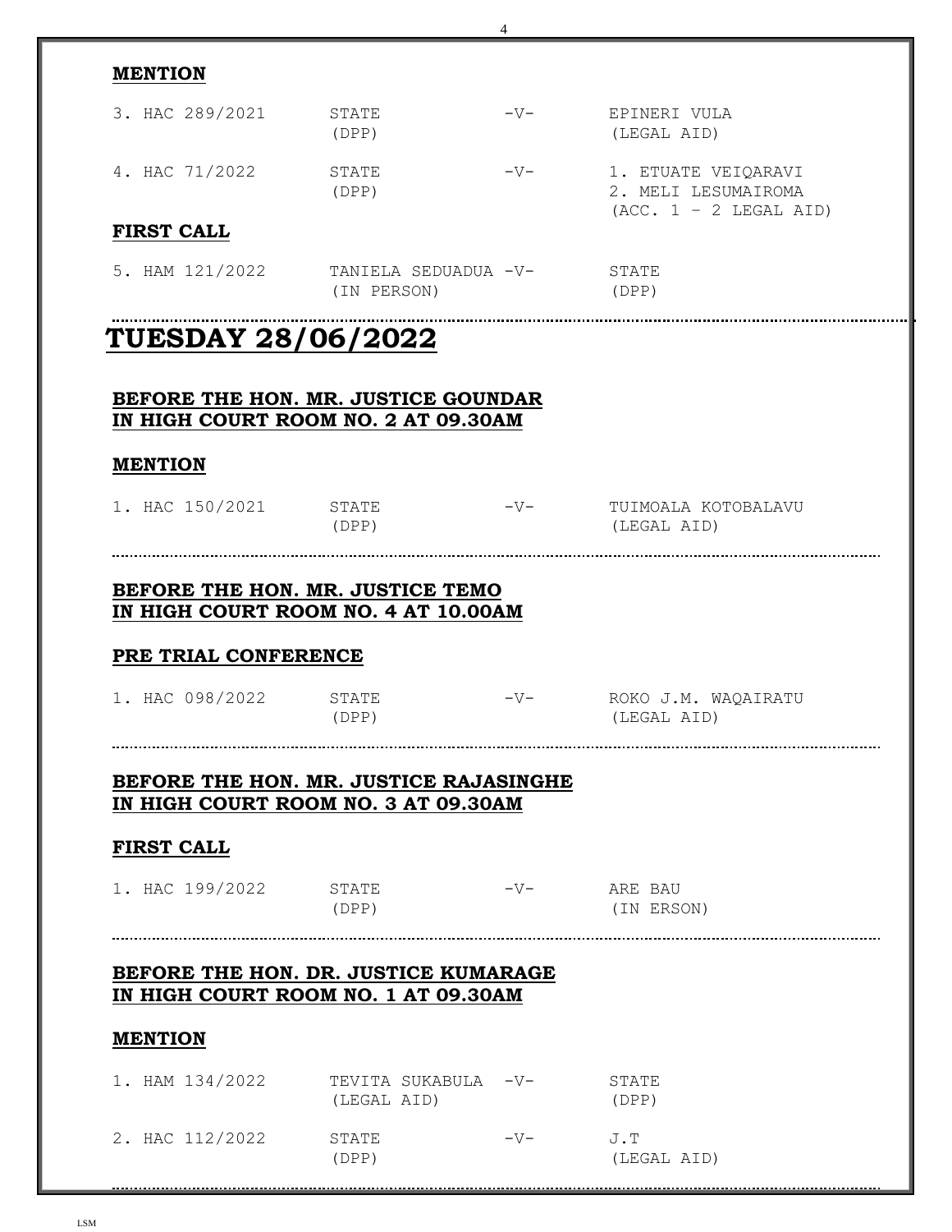**MENTION**

| | | | |
|---|---|---|---|
| 3. HAC 289/2021 | STATE (DPP) | -V- | EPINERI VULA (LEGAL AID) |
| 4. HAC 71/2022 | STATE (DPP) | -V- | 1. ETUATE VEIQARAVI 2. MELI LESUMAIROMA (ACC. 1 – 2 LEGAL AID) |

**FIRST CALL**

| | | | |
|---|---|---|---|
| 5. HAM 121/2022 | TANIELA SEDUADUA (IN PERSON) | -V- | STATE (DPP) |

# TUESDAY 28/06/2022

**BEFORE THE HON. MR. JUSTICE GOUNDAR**
**IN HIGH COURT ROOM NO. 2 AT 09.30AM**

**MENTION**

| | | | |
|---|---|---|---|
| 1. HAC 150/2021 | STATE (DPP) | -V- | TUIMOALA KOTOBALAVU (LEGAL AID) |

**BEFORE THE HON. MR. JUSTICE TEMO**
**IN HIGH COURT ROOM NO. 4 AT 10.00AM**

**PRE TRIAL CONFERENCE**

| | | | |
|---|---|---|---|
| 1. HAC 098/2022 | STATE (DPP) | -V- | ROKO J.M. WAQAIRATU (LEGAL AID) |

**BEFORE THE HON. MR. JUSTICE RAJASINGHE**
**IN HIGH COURT ROOM NO. 3 AT 09.30AM**

**FIRST CALL**

| | | | |
|---|---|---|---|
| 1. HAC 199/2022 | STATE (DPP) | -V- | ARE BAU (IN ERSON) |

**BEFORE THE HON. DR. JUSTICE KUMARAGE**
**IN HIGH COURT ROOM NO. 1 AT 09.30AM**

**MENTION**

| | | | |
|---|---|---|---|
| 1. HAM 134/2022 | TEVITA SUKABULA (LEGAL AID) | -V- | STATE (DPP) |
| 2. HAC 112/2022 | STATE (DPP) | -V- | J.T (LEGAL AID) |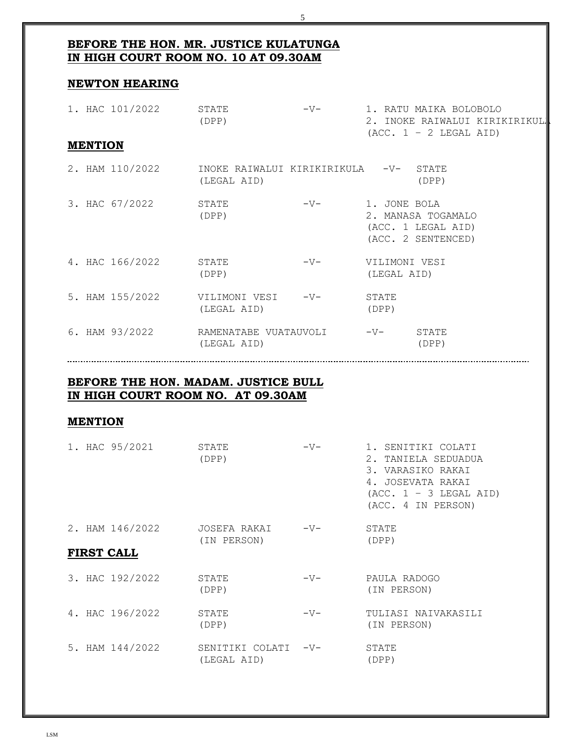## BEFORE THE HON. MR. JUSTICE KULATUNGA
## IN HIGH COURT ROOM NO. 10 AT 09.30AM

### NEWTON HEARING

| | | | |
|---|---|---|---|
| 1. HAC 101/2022 | STATE (DPP) | -V- | 1. RATU MAIKA BOLOBOLO<br>2. INOKE RAIWALUI KIRIKIRIKULA<br>(ACC. 1 – 2 LEGAL AID) |

### MENTION

| | | | |
|---|---|---|---|
| 2. HAM 110/2022 | INOKE RAIWALUI KIRIKIRIKULA (LEGAL AID) | -V- | STATE (DPP) |
| 3. HAC 67/2022 | STATE (DPP) | -V- | 1. JONE BOLA<br>2. MANASA TOGAMALO<br>(ACC. 1 LEGAL AID)<br>(ACC. 2 SENTENCED) |
| 4. HAC 166/2022 | STATE (DPP) | -V- | VILIMONI VESI (LEGAL AID) |
| 5. HAM 155/2022 | VILIMONI VESI (LEGAL AID) | -V- | STATE (DPP) |
| 6. HAM 93/2022 | RAMENATABE VUATAUVOLI (LEGAL AID) | -V- | STATE (DPP) |

---

## BEFORE THE HON. MADAM. JUSTICE BULL
## IN HIGH COURT ROOM NO. AT 09.30AM

### MENTION

| | | | |
|---|---|---|---|
| 1. HAC 95/2021 | STATE (DPP) | -V- | 1. SENITIKI COLATI<br>2. TANIELA SEDUADUA<br>3. VARASIKO RAKAI<br>4. JOSEVATA RAKAI<br>(ACC. 1 – 3 LEGAL AID)<br>(ACC. 4 IN PERSON) |
| 2. HAM 146/2022 | JOSEFA RAKAI (IN PERSON) | -V- | STATE (DPP) |

### FIRST CALL

| | | | |
|---|---|---|---|
| 3. HAC 192/2022 | STATE (DPP) | -V- | PAULA RADOGO (IN PERSON) |
| 4. HAC 196/2022 | STATE (DPP) | -V- | TULIASI NAIVAKASILI (IN PERSON) |
| 5. HAM 144/2022 | SENITIKI COLATI (LEGAL AID) | -V- | STATE (DPP) |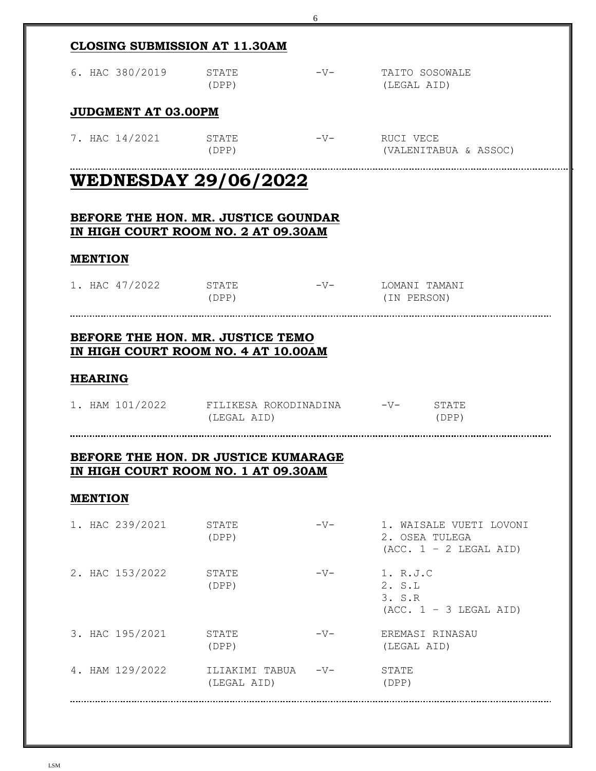**CLOSING SUBMISSION AT 11.30AM**

| | | | |
|---|---|---|---|
| 6. HAC 380/2019 | STATE (DPP) | -V- | TAITO SOSOWALE (LEGAL AID) |

**JUDGMENT AT 03.00PM**

| | | | |
|---|---|---|---|
| 7. HAC 14/2021 | STATE (DPP) | -V- | RUCI VECE (VALENITABUA & ASSOC) |

# WEDNESDAY 29/06/2022

## BEFORE THE HON. MR. JUSTICE GOUNDAR IN HIGH COURT ROOM NO. 2 AT 09.30AM

**MENTION**

| | | | |
|---|---|---|---|
| 1. HAC 47/2022 | STATE (DPP) | -V- | LOMANI TAMANI (IN PERSON) |

## BEFORE THE HON. MR. JUSTICE TEMO IN HIGH COURT ROOM NO. 4 AT 10.00AM

**HEARING**

| | | | |
|---|---|---|---|
| 1. HAM 101/2022 | FILIKESA ROKODINADINA (LEGAL AID) | -V- | STATE (DPP) |

## BEFORE THE HON. DR JUSTICE KUMARAGE IN HIGH COURT ROOM NO. 1 AT 09.30AM

**MENTION**

| | | | |
|---|---|---|---|
| 1. HAC 239/2021 | STATE (DPP) | -V- | 1. WAISALE VUETI LOVONI<br>2. OSEA TULEGA<br>(ACC. 1 – 2 LEGAL AID) |
| 2. HAC 153/2022 | STATE (DPP) | -V- | 1. R.J.C<br>2. S.L<br>3. S.R<br>(ACC. 1 – 3 LEGAL AID) |
| 3. HAC 195/2021 | STATE (DPP) | -V- | EREMASI RINASAU (LEGAL AID) |
| 4. HAM 129/2022 | ILIAKIMI TABUA (LEGAL AID) | -V- | STATE (DPP) |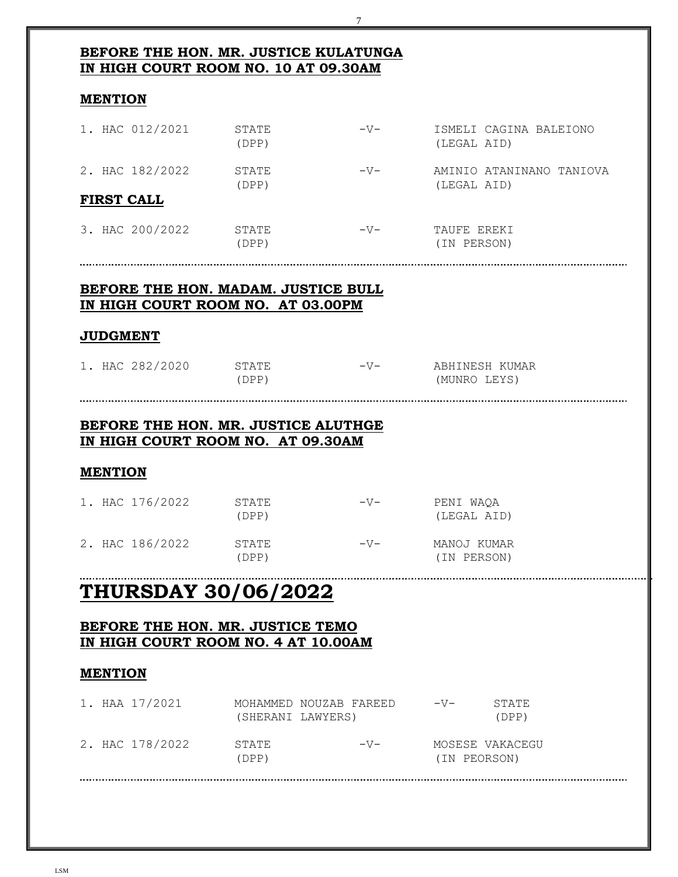**BEFORE THE HON. MR. JUSTICE KULATUNGA**
**IN HIGH COURT ROOM NO. 10 AT 09.30AM**

**MENTION**

| | | | |
|---|---|---|---|
| 1. HAC 012/2021 | STATE (DPP) | -V- | ISMELI CAGINA BALEIONO (LEGAL AID) |
| 2. HAC 182/2022 | STATE (DPP) | -V- | AMINIO ATANINANO TANIOVA (LEGAL AID) |

**FIRST CALL**

| | | | |
|---|---|---|---|
| 3. HAC 200/2022 | STATE (DPP) | -V- | TAUFE EREKI (IN PERSON) |

**BEFORE THE HON. MADAM. JUSTICE BULL**
**IN HIGH COURT ROOM NO. AT 03.00PM**

**JUDGMENT**

| | | | |
|---|---|---|---|
| 1. HAC 282/2020 | STATE (DPP) | -V- | ABHINESH KUMAR (MUNRO LEYS) |

**BEFORE THE HON. MR. JUSTICE ALUTHGE**
**IN HIGH COURT ROOM NO. AT 09.30AM**

**MENTION**

| | | | |
|---|---|---|---|
| 1. HAC 176/2022 | STATE (DPP) | -V- | PENI WAQA (LEGAL AID) |
| 2. HAC 186/2022 | STATE (DPP) | -V- | MANOJ KUMAR (IN PERSON) |

# THURSDAY 30/06/2022

**BEFORE THE HON. MR. JUSTICE TEMO**
**IN HIGH COURT ROOM NO. 4 AT 10.00AM**

**MENTION**

| | | | |
|---|---|---|---|
| 1. HAA 17/2021 | MOHAMMED NOUZAB FAREED (SHERANI LAWYERS) | -V- | STATE (DPP) |
| 2. HAC 178/2022 | STATE (DPP) | -V- | MOSESE VAKACEGU (IN PEORSON) |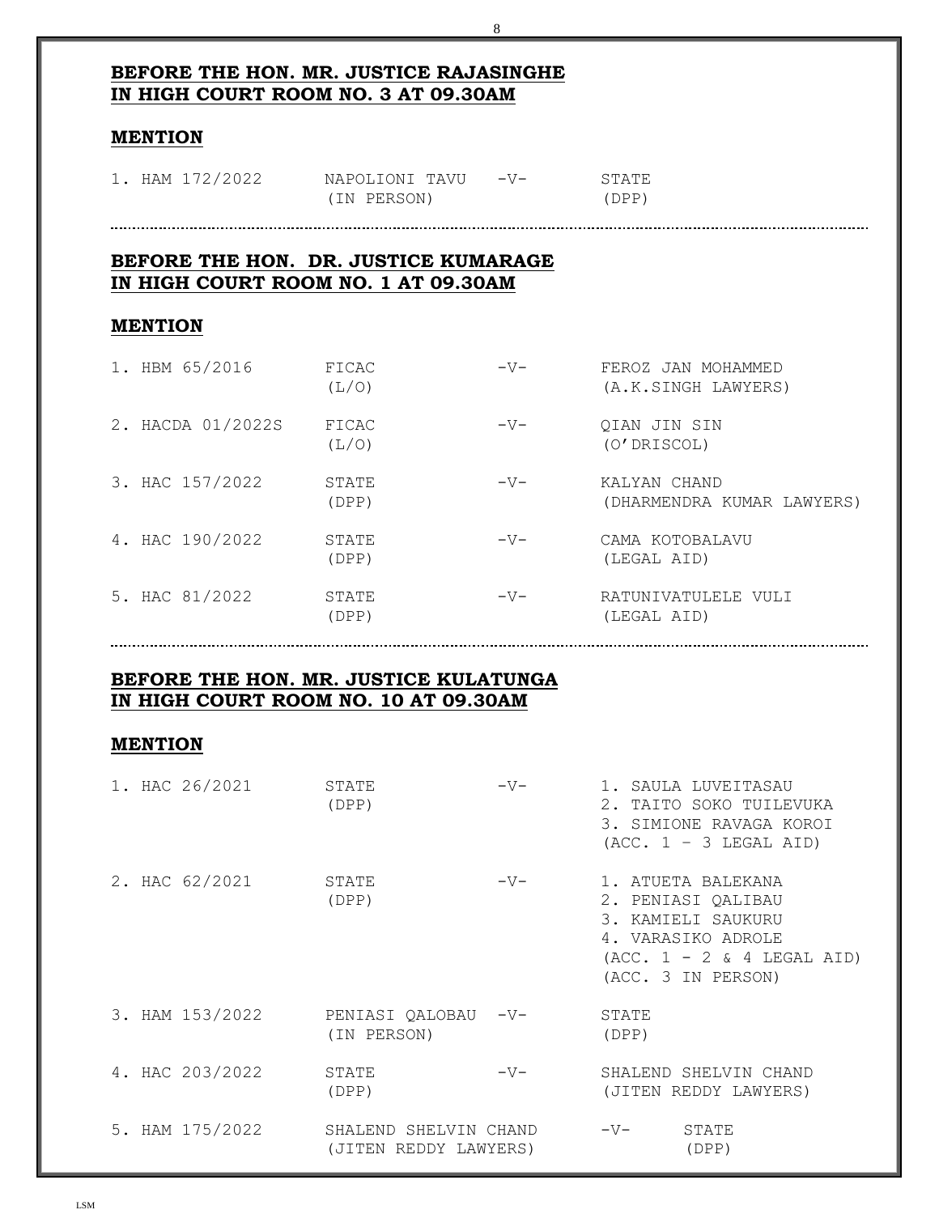**BEFORE THE HON. MR. JUSTICE RAJASINGHE**
**IN HIGH COURT ROOM NO. 3 AT 09.30AM**

**MENTION**

| | | | |
|---|---|---|---|
| 1. HAM 172/2022 | NAPOLIONI TAVU (IN PERSON) | -V- | STATE (DPP) |

---

**BEFORE THE HON. DR. JUSTICE KUMARAGE**
**IN HIGH COURT ROOM NO. 1 AT 09.30AM**

**MENTION**

| | | | |
|---|---|---|---|
| 1. HBM 65/2016 | FICAC (L/O) | -V- | FEROZ JAN MOHAMMED (A.K.SINGH LAWYERS) |
| 2. HACDA 01/2022S | FICAC (L/O) | -V- | QIAN JIN SIN (O'DRISCOL) |
| 3. HAC 157/2022 | STATE (DPP) | -V- | KALYAN CHAND (DHARMENDRA KUMAR LAWYERS) |
| 4. HAC 190/2022 | STATE (DPP) | -V- | CAMA KOTOBALAVU (LEGAL AID) |
| 5. HAC 81/2022 | STATE (DPP) | -V- | RATUNIVATULELE VULI (LEGAL AID) |

---

**BEFORE THE HON. MR. JUSTICE KULATUNGA**
**IN HIGH COURT ROOM NO. 10 AT 09.30AM**

**MENTION**

| | | | |
|---|---|---|---|
| 1. HAC 26/2021 | STATE (DPP) | -V- | 1. SAULA LUVEITASAU<br>2. TAITO SOKO TUILEVUKA<br>3. SIMIONE RAVAGA KOROI<br>(ACC. 1 – 3 LEGAL AID) |
| 2. HAC 62/2021 | STATE (DPP) | -V- | 1. ATUETA BALEKANA<br>2. PENIASI QALIBAU<br>3. KAMIELI SAUKURU<br>4. VARASIKO ADROLE<br>(ACC. 1 - 2 & 4 LEGAL AID)<br>(ACC. 3 IN PERSON) |
| 3. HAM 153/2022 | PENIASI QALOBAU (IN PERSON) | -V- | STATE (DPP) |
| 4. HAC 203/2022 | STATE (DPP) | -V- | SHALEND SHELVIN CHAND (JITEN REDDY LAWYERS) |
| 5. HAM 175/2022 | SHALEND SHELVIN CHAND (JITEN REDDY LAWYERS) | -V- | STATE (DPP) |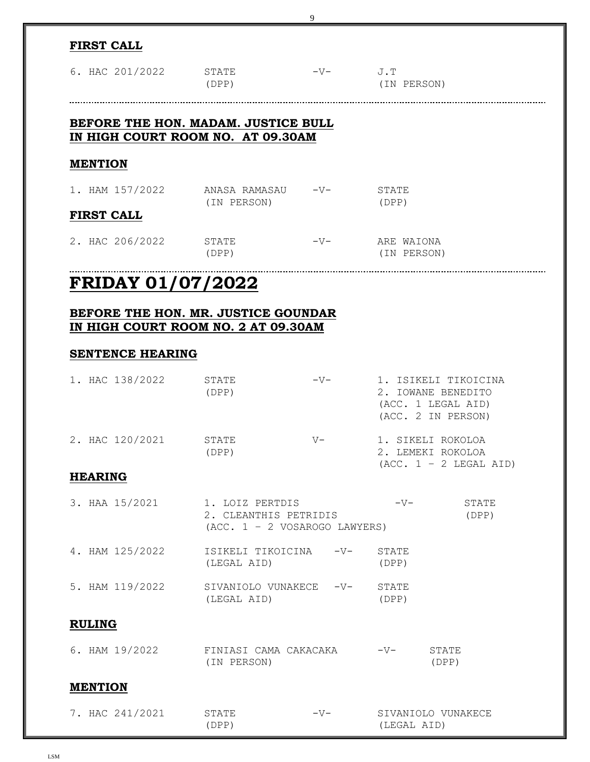#### FIRST CALL

| | | | |
|---|---|---|---|
| 6. HAC 201/2022 | STATE (DPP) | -V- | J.T (IN PERSON) |

---

### BEFORE THE HON. MADAM. JUSTICE BULL
### IN HIGH COURT ROOM NO. AT 09.30AM

#### MENTION

| | | | |
|---|---|---|---|
| 1. HAM 157/2022 | ANASA RAMASAU (IN PERSON) | -V- | STATE (DPP) |

#### FIRST CALL

| | | | |
|---|---|---|---|
| 2. HAC 206/2022 | STATE (DPP) | -V- | ARE WAIONA (IN PERSON) |

---

## FRIDAY 01/07/2022

### BEFORE THE HON. MR. JUSTICE GOUNDAR
### IN HIGH COURT ROOM NO. 2 AT 09.30AM

#### SENTENCE HEARING

| | | | |
|---|---|---|---|
| 1. HAC 138/2022 | STATE (DPP) | -V- | 1. ISIKELI TIKOICINA<br>2. IOWANE BENEDITO<br>(ACC. 1 LEGAL AID)<br>(ACC. 2 IN PERSON) |
| 2. HAC 120/2021 | STATE (DPP) | V- | 1. SIKELI ROKOLOA<br>2. LEMEKI ROKOLOA<br>(ACC. 1 – 2 LEGAL AID) |

#### HEARING

| | | | |
|---|---|---|---|
| 3. HAA 15/2021 | 1. LOIZ PERTDIS<br>2. CLEANTHIS PETRIDIS<br>(ACC. 1 – 2 VOSAROGO LAWYERS) | -V- | STATE (DPP) |
| 4. HAM 125/2022 | ISIKELI TIKOICINA (LEGAL AID) | -V- | STATE (DPP) |
| 5. HAM 119/2022 | SIVANIOLO VUNAKECE (LEGAL AID) | -V- | STATE (DPP) |

#### RULING

| | | | |
|---|---|---|---|
| 6. HAM 19/2022 | FINIASI CAMA CAKACAKA (IN PERSON) | -V- | STATE (DPP) |

#### MENTION

| | | | |
|---|---|---|---|
| 7. HAC 241/2021 | STATE (DPP) | -V- | SIVANIOLO VUNAKECE (LEGAL AID) |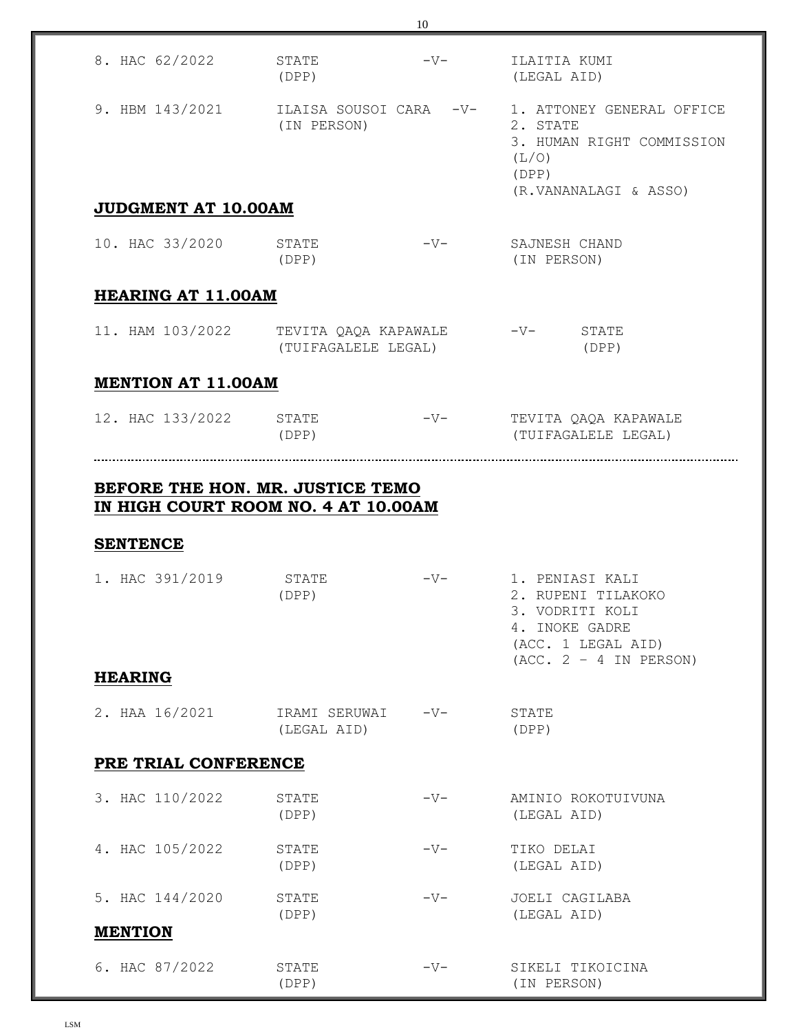| | | | |
|---|---|---|---|
| 8. HAC 62/2022 | STATE (DPP) | -V- | ILAITIA KUMI (LEGAL AID) |
| 9. HBM 143/2021 | ILAISA SOUSOI CARA (IN PERSON) | -V- | 1. ATTONEY GENERAL OFFICE 2. STATE 3. HUMAN RIGHT COMMISSION (L/O) (DPP) (R.VANANALAGI & ASSO) |

## JUDGMENT AT 10.00AM

| | | | |
|---|---|---|---|
| 10. HAC 33/2020 | STATE (DPP) | -V- | SAJNESH CHAND (IN PERSON) |

## HEARING AT 11.00AM

| | | | |
|---|---|---|---|
| 11. HAM 103/2022 | TEVITA QAQA KAPAWALE (TUIFAGALELE LEGAL) | -V- | STATE (DPP) |

## MENTION AT 11.00AM

| | | | |
|---|---|---|---|
| 12. HAC 133/2022 | STATE (DPP) | -V- | TEVITA QAQA KAPAWALE (TUIFAGALELE LEGAL) |

---

## BEFORE THE HON. MR. JUSTICE TEMO IN HIGH COURT ROOM NO. 4 AT 10.00AM

## SENTENCE

| | | | |
|---|---|---|---|
| 1. HAC 391/2019 | STATE (DPP) | -V- | 1. PENIASI KALI 2. RUPENI TILAKOKO 3. VODRITI KOLI 4. INOKE GADRE (ACC. 1 LEGAL AID) (ACC. 2 – 4 IN PERSON) |

## HEARING

| | | | |
|---|---|---|---|
| 2. HAA 16/2021 | IRAMI SERUWAI (LEGAL AID) | -V- | STATE (DPP) |

## PRE TRIAL CONFERENCE

| | | | |
|---|---|---|---|
| 3. HAC 110/2022 | STATE (DPP) | -V- | AMINIO ROKOTUIVUNA (LEGAL AID) |
| 4. HAC 105/2022 | STATE (DPP) | -V- | TIKO DELAI (LEGAL AID) |
| 5. HAC 144/2020 | STATE (DPP) | -V- | JOELI CAGILABA (LEGAL AID) |

## MENTION

| | | | |
|---|---|---|---|
| 6. HAC 87/2022 | STATE (DPP) | -V- | SIKELI TIKOICINA (IN PERSON) |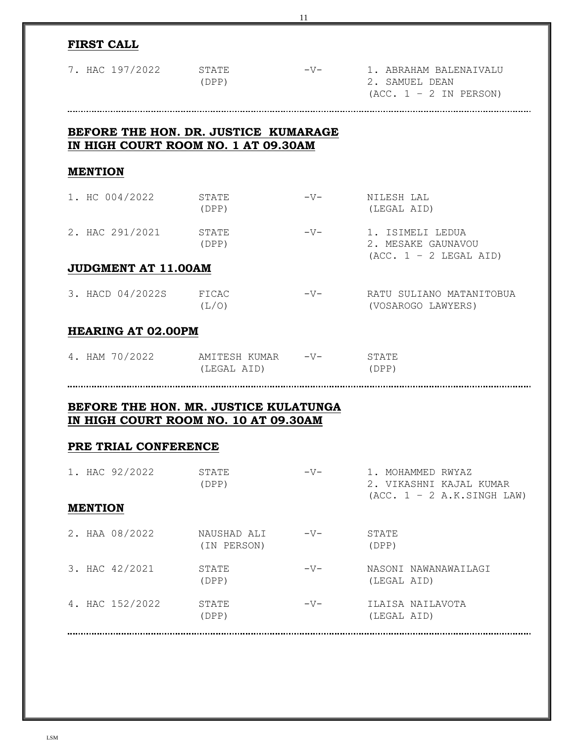**FIRST CALL**

| | | | |
|---|---|---|---|
| 7. HAC 197/2022 | STATE (DPP) | -V- | 1. ABRAHAM BALENAIVALU<br>2. SAMUEL DEAN<br>(ACC. 1 – 2 IN PERSON) |

---

**BEFORE THE HON. DR. JUSTICE KUMARAGE**
**IN HIGH COURT ROOM NO. 1 AT 09.30AM**

**MENTION**

| | | | |
|---|---|---|---|
| 1. HC 004/2022 | STATE (DPP) | -V- | NILESH LAL (LEGAL AID) |
| 2. HAC 291/2021 | STATE (DPP) | -V- | 1. ISIMELI LEDUA<br>2. MESAKE GAUNAVOU<br>(ACC. 1 – 2 LEGAL AID) |

**JUDGMENT AT 11.00AM**

| | | | |
|---|---|---|---|
| 3. HACD 04/2022S | FICAC (L/O) | -V- | RATU SULIANO MATANITOBUA (VOSAROGO LAWYERS) |

**HEARING AT 02.00PM**

| | | | |
|---|---|---|---|
| 4. HAM 70/2022 | AMITESH KUMAR (LEGAL AID) | -V- | STATE (DPP) |

---

**BEFORE THE HON. MR. JUSTICE KULATUNGA**
**IN HIGH COURT ROOM NO. 10 AT 09.30AM**

**PRE TRIAL CONFERENCE**

| | | | |
|---|---|---|---|
| 1. HAC 92/2022 | STATE (DPP) | -V- | 1. MOHAMMED RWYAZ<br>2. VIKASHNI KAJAL KUMAR<br>(ACC. 1 – 2 A.K.SINGH LAW) |

**MENTION**

| | | | |
|---|---|---|---|
| 2. HAA 08/2022 | NAUSHAD ALI (IN PERSON) | -V- | STATE (DPP) |
| 3. HAC 42/2021 | STATE (DPP) | -V- | NASONI NAWANAWAILAGI (LEGAL AID) |
| 4. HAC 152/2022 | STATE (DPP) | -V- | ILAISA NAILAVOTA (LEGAL AID) |

---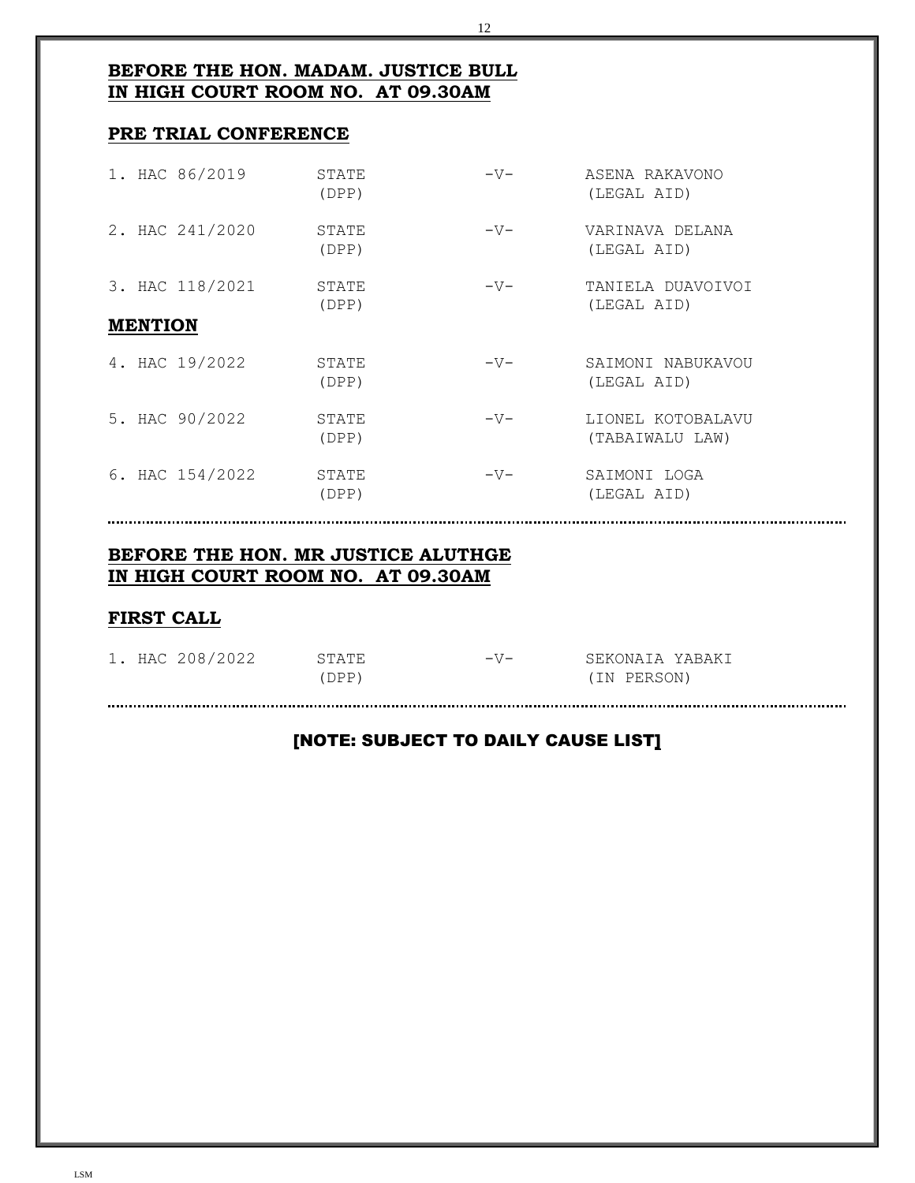**BEFORE THE HON. MADAM. JUSTICE BULL**
**IN HIGH COURT ROOM NO. AT 09.30AM**

**PRE TRIAL CONFERENCE**

| | | | |
|---|---|---|---|
| 1. HAC 86/2019 | STATE (DPP) | -V- | ASENA RAKAVONO (LEGAL AID) |
| 2. HAC 241/2020 | STATE (DPP) | -V- | VARINAVA DELANA (LEGAL AID) |
| 3. HAC 118/2021 | STATE (DPP) | -V- | TANIELA DUAVOIVOI (LEGAL AID) |

**MENTION**

| | | | |
|---|---|---|---|
| 4. HAC 19/2022 | STATE (DPP) | -V- | SAIMONI NABUKAVOU (LEGAL AID) |
| 5. HAC 90/2022 | STATE (DPP) | -V- | LIONEL KOTOBALAVU (TABAIWALU LAW) |
| 6. HAC 154/2022 | STATE (DPP) | -V- | SAIMONI LOGA (LEGAL AID) |

**BEFORE THE HON. MR JUSTICE ALUTHGE**
**IN HIGH COURT ROOM NO. AT 09.30AM**

**FIRST CALL**

| | | | |
|---|---|---|---|
| 1. HAC 208/2022 | STATE (DPP) | -V- | SEKONAIA YABAKI (IN PERSON) |

**[NOTE: SUBJECT TO DAILY CAUSE LIST]**

LSM